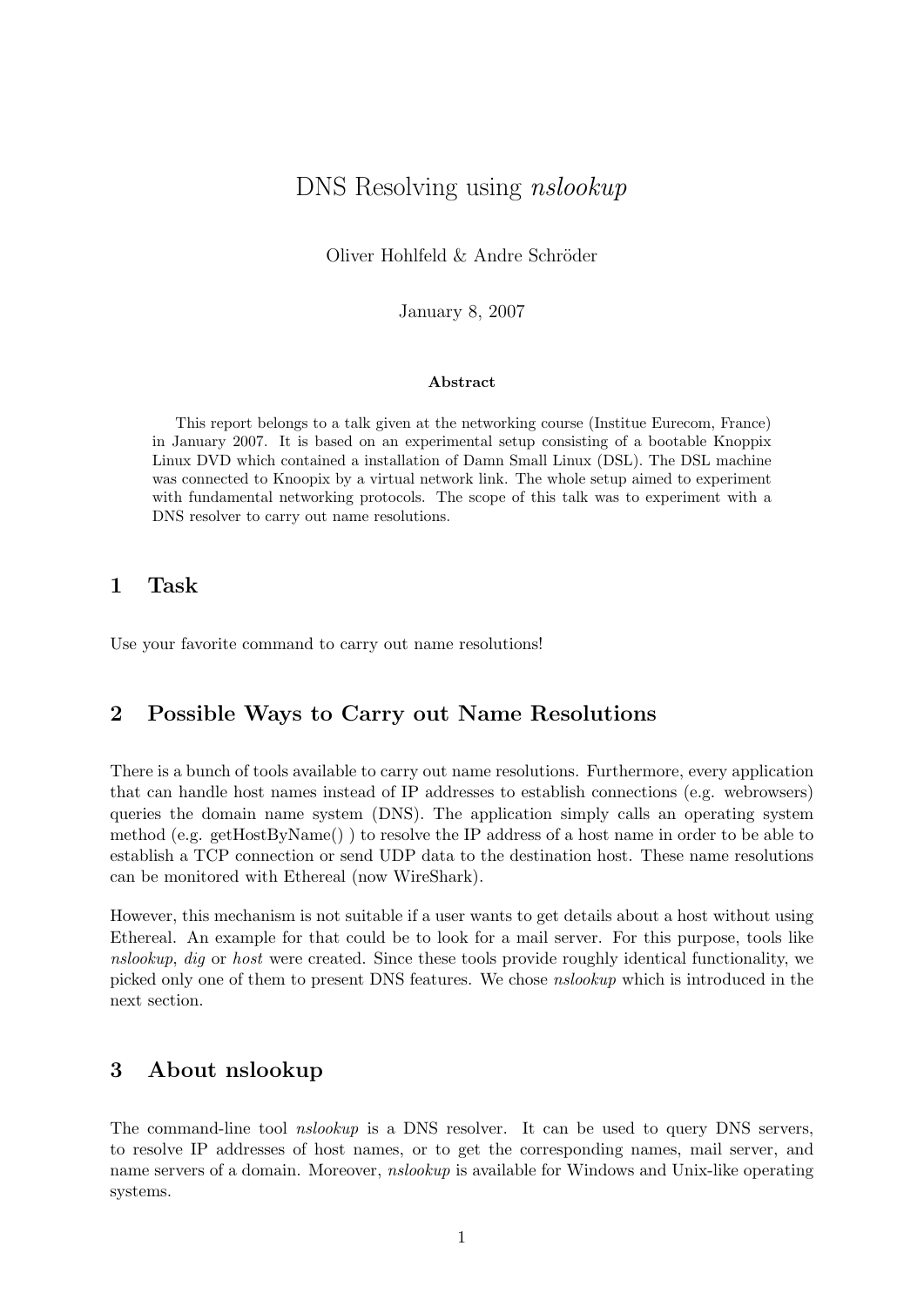# DNS Resolving using *nslookup*

Oliver Hohlfeld & Andre Schröder

January 8, 2007

**Abstract**

This report belongs to a talk given at the networking course (Institue Eurecom, France) in January 2007. It is based on an experimental setup consisting of a bootable Knoppix Linux DVD which contained a installation of Damn Small Linux (DSL). The DSL machine was connected to Knoopix by a virtual network link. The whole setup aimed to experiment with fundamental networking protocols. The scope of this talk was to experiment with a DNS resolver to carry out name resolutions.

## 1 Task

Use your favorite command to carry out name resolutions!

## 2 Possible Ways to Carry out Name Resolutions

There is a bunch of tools available to carry out name resolutions. Furthermore, every application that can handle host names instead of IP addresses to establish connections (e.g. webrowsers) queries the domain name system (DNS). The application simply calls an operating system method (e.g. getHostByName() ) to resolve the IP address of a host name in order to be able to establish a TCP connection or send UDP data to the destination host. These name resolutions can be monitored with Ethereal (now WireShark).

However, this mechanism is not suitable if a user wants to get details about a host without using Ethereal. An example for that could be to look for a mail server. For this purpose, tools like *nslookup*, *dig* or *host* were created. Since these tools provide roughly identical functionality, we picked only one of them to present DNS features. We chose *nslookup* which is introduced in the next section.

## 3 About nslookup

The command-line tool *nslookup* is a DNS resolver. It can be used to query DNS servers, to resolve IP addresses of host names, or to get the corresponding names, mail server, and name servers of a domain. Moreover, *nslookup* is available for Windows and Unix-like operating systems.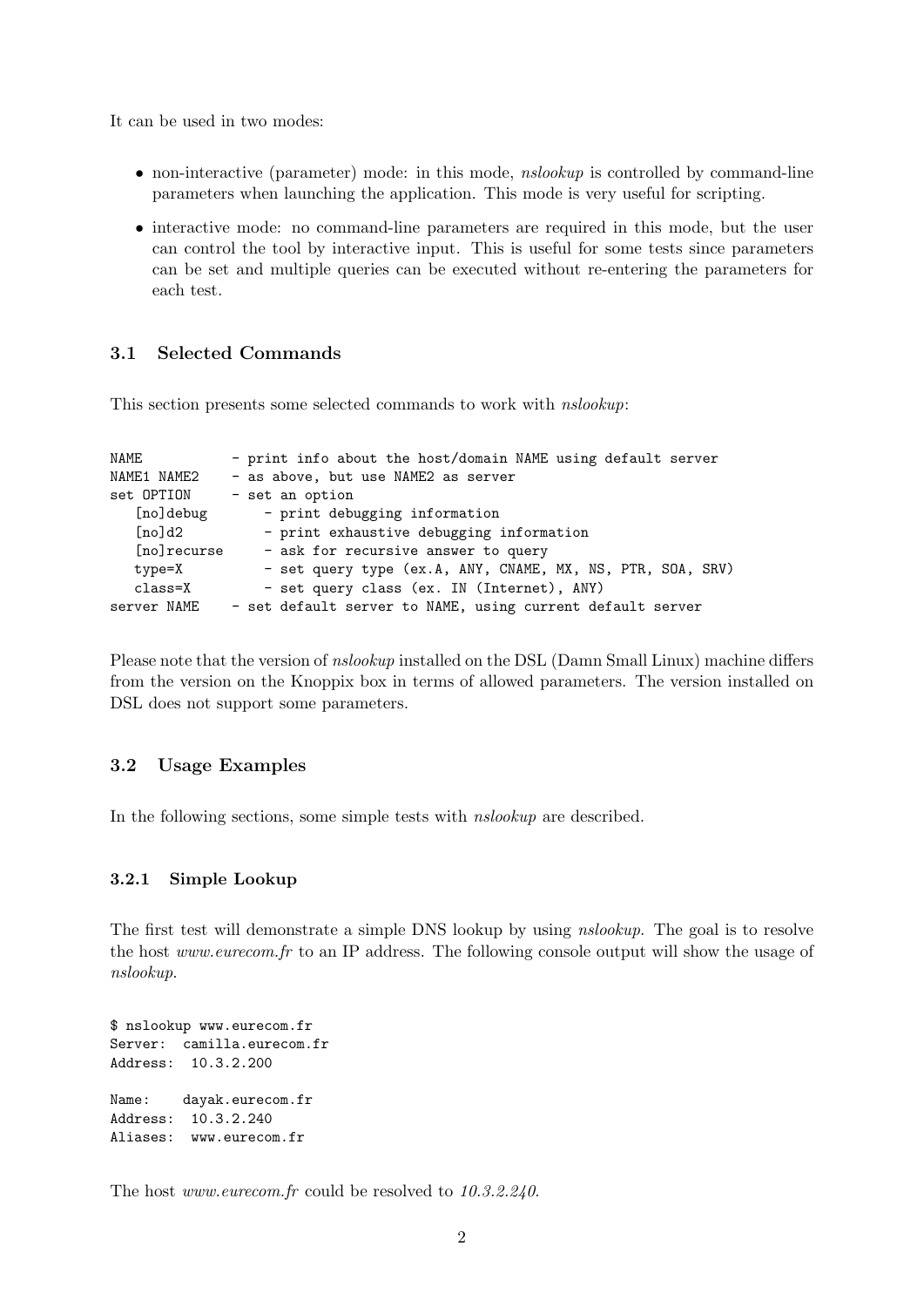It can be used in two modes:

- non-interactive (parameter) mode: in this mode, *nslookup* is controlled by command-line parameters when launching the application. This mode is very useful for scripting.
- interactive mode: no command-line parameters are required in this mode, but the user can control the tool by interactive input. This is useful for some tests since parameters can be set and multiple queries can be executed without re-entering the parameters for each test.

### 3.1 Selected Commands

This section presents some selected commands to work with *nslookup*:

```
NAME          - print info about the host/domain NAME using default server
NAME1 NAME2   - as above, but use NAME2 as server
set OPTION    - set an option
   [no]debug       - print debugging information
   [no]d2          - print exhaustive debugging information
   [no]recurse     - ask for recursive answer to query
   type=X          - set query type (ex.A, ANY, CNAME, MX, NS, PTR, SOA, SRV)
   class=X         - set query class (ex. IN (Internet), ANY)
server NAME   - set default server to NAME, using current default server
```

Please note that the version of *nslookup* installed on the DSL (Damn Small Linux) machine differs from the version on the Knoppix box in terms of allowed parameters. The version installed on DSL does not support some parameters.

### 3.2 Usage Examples

In the following sections, some simple tests with *nslookup* are described.

#### 3.2.1 Simple Lookup

The first test will demonstrate a simple DNS lookup by using *nslookup*. The goal is to resolve the host *www.eurecom.fr* to an IP address. The following console output will show the usage of *nslookup*.

```
$ nslookup www.eurecom.fr
Server:  camilla.eurecom.fr
Address:  10.3.2.200

Name:    dayak.eurecom.fr
Address:  10.3.2.240
Aliases:  www.eurecom.fr
```

The host *www.eurecom.fr* could be resolved to *10.3.2.240*.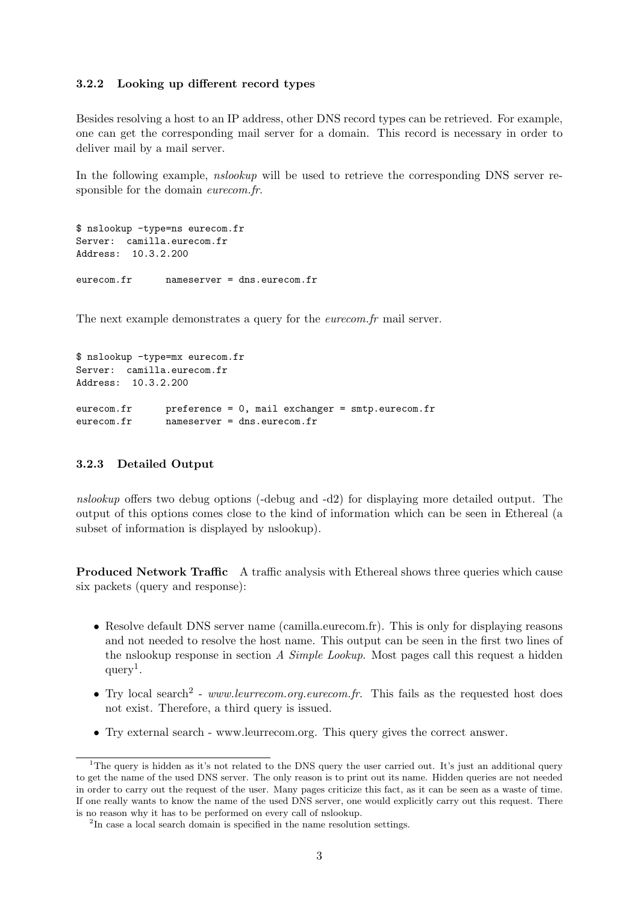### 3.2.2 Looking up different record types

Besides resolving a host to an IP address, other DNS record types can be retrieved. For example, one can get the corresponding mail server for a domain. This record is necessary in order to deliver mail by a mail server.

In the following example, *nslookup* will be used to retrieve the corresponding DNS server responsible for the domain *eurecom.fr*.

```
$ nslookup -type=ns eurecom.fr
Server:  camilla.eurecom.fr
Address:  10.3.2.200

eurecom.fr      nameserver = dns.eurecom.fr
```

The next example demonstrates a query for the *eurecom.fr* mail server.

```
$ nslookup -type=mx eurecom.fr
Server:  camilla.eurecom.fr
Address:  10.3.2.200

eurecom.fr      preference = 0, mail exchanger = smtp.eurecom.fr
eurecom.fr      nameserver = dns.eurecom.fr
```

### 3.2.3 Detailed Output

*nslookup* offers two debug options (-debug and -d2) for displaying more detailed output. The output of this options comes close to the kind of information which can be seen in Ethereal (a subset of information is displayed by nslookup).

**Produced Network Traffic** A traffic analysis with Ethereal shows three queries which cause six packets (query and response):

- Resolve default DNS server name (camilla.eurecom.fr). This is only for displaying reasons and not needed to resolve the host name. This output can be seen in the first two lines of the nslookup response in section *A Simple Lookup*. Most pages call this request a hidden query[1].
- Try local search[2] - *www.leurrecom.org.eurecom.fr*. This fails as the requested host does not exist. Therefore, a third query is issued.
- Try external search - www.leurrecom.org. This query gives the correct answer.

[1] The query is hidden as it's not related to the DNS query the user carried out. It's just an additional query to get the name of the used DNS server. The only reason is to print out its name. Hidden queries are not needed in order to carry out the request of the user. Many pages criticize this fact, as it can be seen as a waste of time. If one really wants to know the name of the used DNS server, one would explicitly carry out this request. There is no reason why it has to be performed on every call of nslookup.

[2] In case a local search domain is specified in the name resolution settings.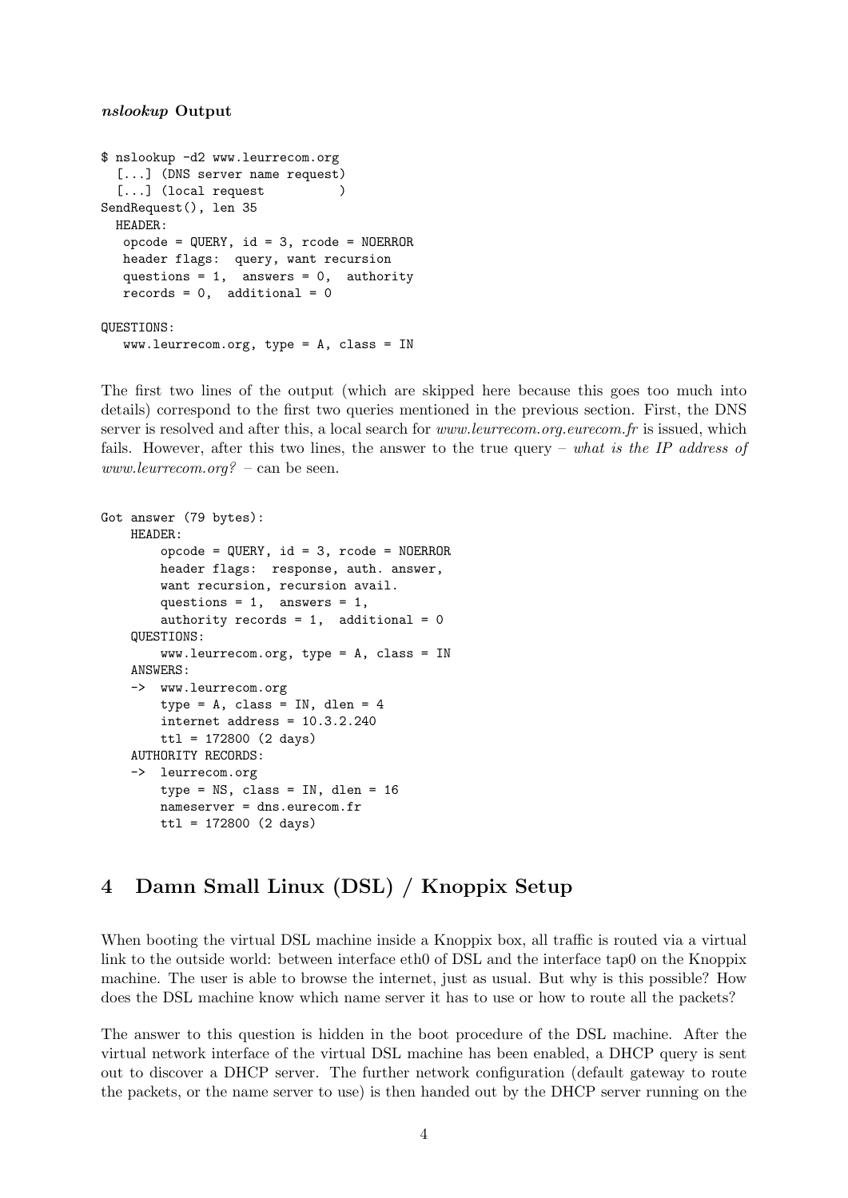***nslookup* Output**

```
$ nslookup -d2 www.leurrecom.org
  [...] (DNS server name request)
  [...] (local request          )
SendRequest(), len 35
  HEADER:
   opcode = QUERY, id = 3, rcode = NOERROR
   header flags:  query, want recursion
   questions = 1,  answers = 0,  authority
   records = 0,  additional = 0

QUESTIONS:
   www.leurrecom.org, type = A, class = IN
```

The first two lines of the output (which are skipped here because this goes too much into details) correspond to the first two queries mentioned in the previous section. First, the DNS server is resolved and after this, a local search for *www.leurrecom.org.eurecom.fr* is issued, which fails. However, after this two lines, the answer to the true query – *what is the IP address of www.leurrecom.org?* – can be seen.

```
Got answer (79 bytes):
    HEADER:
        opcode = QUERY, id = 3, rcode = NOERROR
        header flags:  response, auth. answer,
        want recursion, recursion avail.
        questions = 1,  answers = 1,
        authority records = 1,  additional = 0
    QUESTIONS:
        www.leurrecom.org, type = A, class = IN
    ANSWERS:
    ->  www.leurrecom.org
        type = A, class = IN, dlen = 4
        internet address = 10.3.2.240
        ttl = 172800 (2 days)
    AUTHORITY RECORDS:
    ->  leurrecom.org
        type = NS, class = IN, dlen = 16
        nameserver = dns.eurecom.fr
        ttl = 172800 (2 days)
```

## 4 Damn Small Linux (DSL) / Knoppix Setup

When booting the virtual DSL machine inside a Knoppix box, all traffic is routed via a virtual link to the outside world: between interface eth0 of DSL and the interface tap0 on the Knoppix machine. The user is able to browse the internet, just as usual. But why is this possible? How does the DSL machine know which name server it has to use or how to route all the packets?

The answer to this question is hidden in the boot procedure of the DSL machine. After the virtual network interface of the virtual DSL machine has been enabled, a DHCP query is sent out to discover a DHCP server. The further network configuration (default gateway to route the packets, or the name server to use) is then handed out by the DHCP server running on the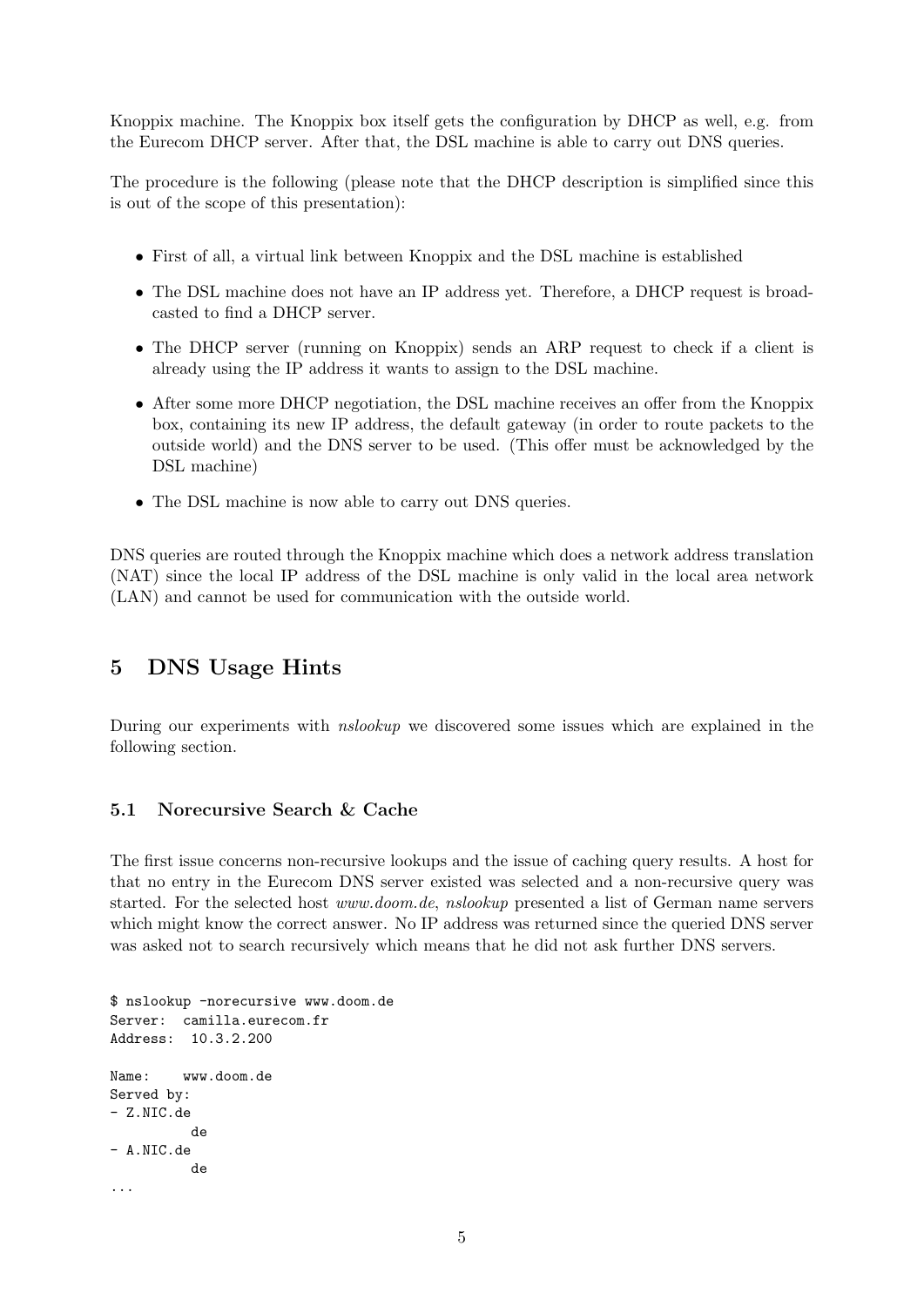Knoppix machine. The Knoppix box itself gets the configuration by DHCP as well, e.g. from the Eurecom DHCP server. After that, the DSL machine is able to carry out DNS queries.

The procedure is the following (please note that the DHCP description is simplified since this is out of the scope of this presentation):

- First of all, a virtual link between Knoppix and the DSL machine is established
- The DSL machine does not have an IP address yet. Therefore, a DHCP request is broadcasted to find a DHCP server.
- The DHCP server (running on Knoppix) sends an ARP request to check if a client is already using the IP address it wants to assign to the DSL machine.
- After some more DHCP negotiation, the DSL machine receives an offer from the Knoppix box, containing its new IP address, the default gateway (in order to route packets to the outside world) and the DNS server to be used. (This offer must be acknowledged by the DSL machine)
- The DSL machine is now able to carry out DNS queries.

DNS queries are routed through the Knoppix machine which does a network address translation (NAT) since the local IP address of the DSL machine is only valid in the local area network (LAN) and cannot be used for communication with the outside world.

# 5 DNS Usage Hints

During our experiments with *nslookup* we discovered some issues which are explained in the following section.

## 5.1 Norecursive Search & Cache

The first issue concerns non-recursive lookups and the issue of caching query results. A host for that no entry in the Eurecom DNS server existed was selected and a non-recursive query was started. For the selected host *www.doom.de*, *nslookup* presented a list of German name servers which might know the correct answer. No IP address was returned since the queried DNS server was asked not to search recursively which means that he did not ask further DNS servers.

```
$ nslookup -norecursive www.doom.de
Server:  camilla.eurecom.fr
Address:  10.3.2.200

Name:    www.doom.de
Served by:
- Z.NIC.de
          de
- A.NIC.de
          de
...
```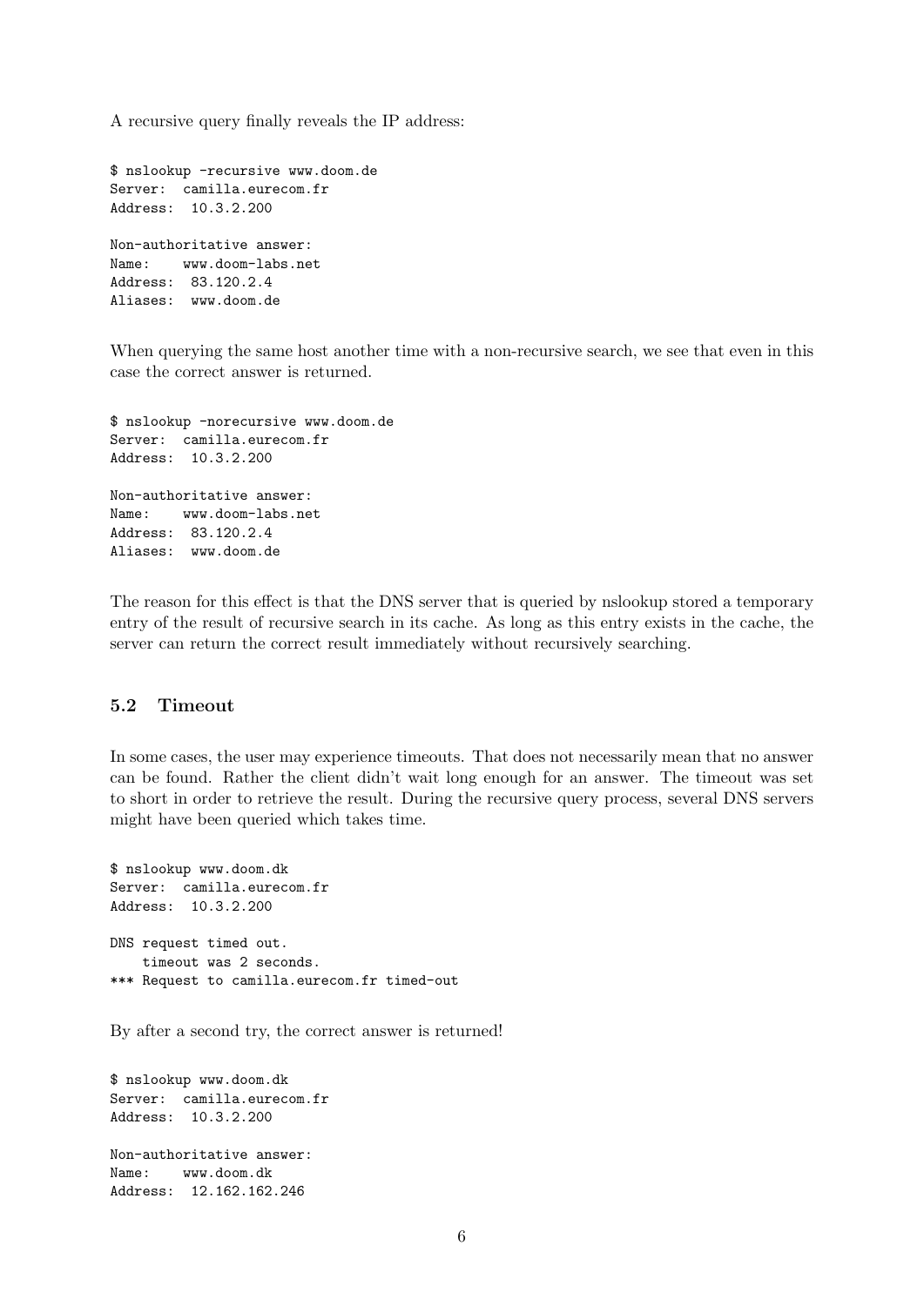A recursive query finally reveals the IP address:

```
$ nslookup -recursive www.doom.de
Server:  camilla.eurecom.fr
Address:  10.3.2.200

Non-authoritative answer:
Name:    www.doom-labs.net
Address:  83.120.2.4
Aliases:  www.doom.de
```

When querying the same host another time with a non-recursive search, we see that even in this case the correct answer is returned.

```
$ nslookup -norecursive www.doom.de
Server:  camilla.eurecom.fr
Address:  10.3.2.200

Non-authoritative answer:
Name:    www.doom-labs.net
Address:  83.120.2.4
Aliases:  www.doom.de
```

The reason for this effect is that the DNS server that is queried by nslookup stored a temporary entry of the result of recursive search in its cache. As long as this entry exists in the cache, the server can return the correct result immediately without recursively searching.

### 5.2 Timeout

In some cases, the user may experience timeouts. That does not necessarily mean that no answer can be found. Rather the client didn't wait long enough for an answer. The timeout was set to short in order to retrieve the result. During the recursive query process, several DNS servers might have been queried which takes time.

```
$ nslookup www.doom.dk
Server:  camilla.eurecom.fr
Address:  10.3.2.200

DNS request timed out.
    timeout was 2 seconds.
*** Request to camilla.eurecom.fr timed-out
```

By after a second try, the correct answer is returned!

```
$ nslookup www.doom.dk
Server:  camilla.eurecom.fr
Address:  10.3.2.200

Non-authoritative answer:
Name:    www.doom.dk
Address:  12.162.162.246
```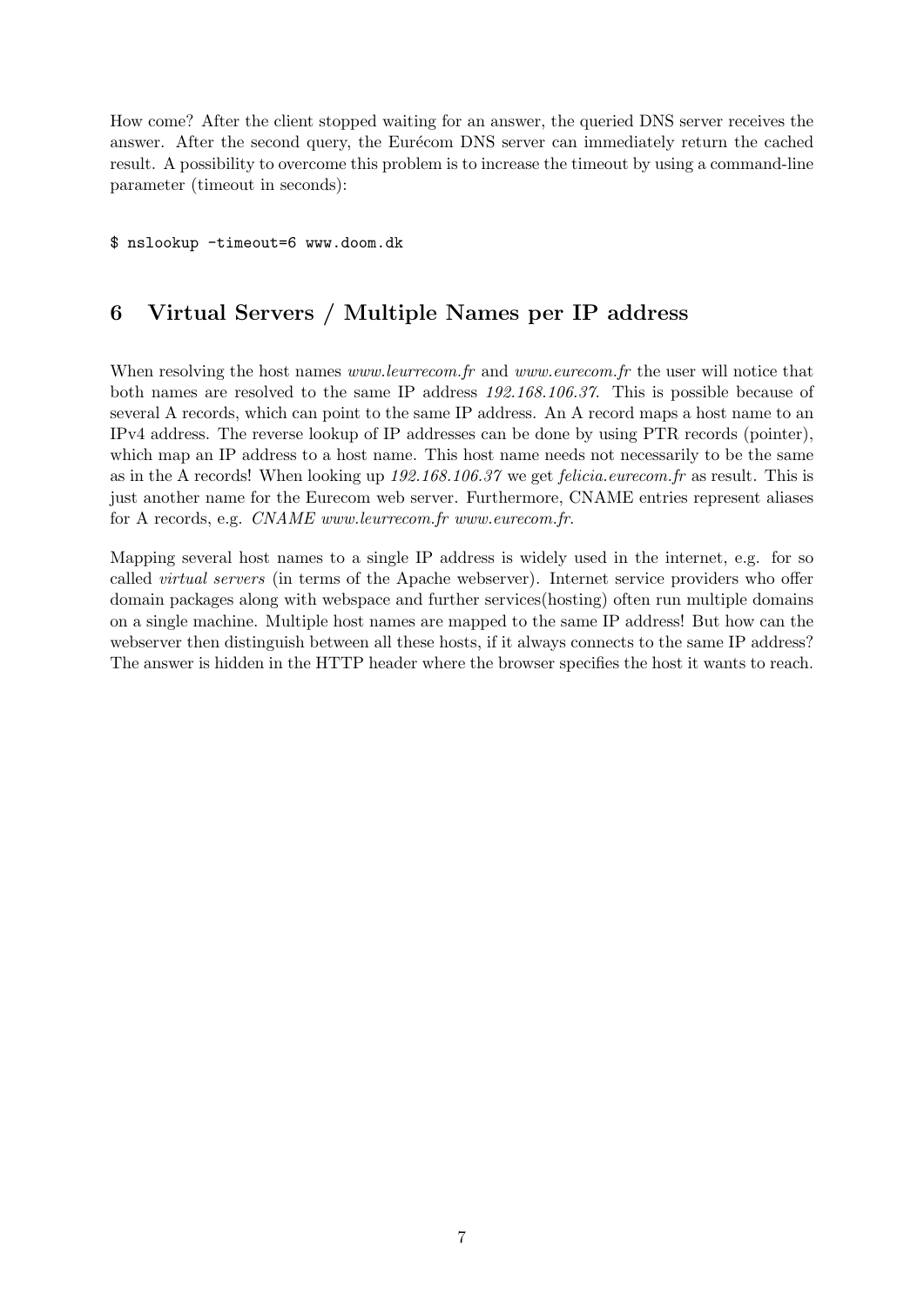How come? After the client stopped waiting for an answer, the queried DNS server receives the answer. After the second query, the Eurécom DNS server can immediately return the cached result. A possibility to overcome this problem is to increase the timeout by using a command-line parameter (timeout in seconds):

```
$ nslookup -timeout=6 www.doom.dk
```

## 6 Virtual Servers / Multiple Names per IP address

When resolving the host names *www.leurrecom.fr* and *www.eurecom.fr* the user will notice that both names are resolved to the same IP address *192.168.106.37*. This is possible because of several A records, which can point to the same IP address. An A record maps a host name to an IPv4 address. The reverse lookup of IP addresses can be done by using PTR records (pointer), which map an IP address to a host name. This host name needs not necessarily to be the same as in the A records! When looking up *192.168.106.37* we get *felicia.eurecom.fr* as result. This is just another name for the Eurecom web server. Furthermore, CNAME entries represent aliases for A records, e.g. *CNAME www.leurrecom.fr www.eurecom.fr*.

Mapping several host names to a single IP address is widely used in the internet, e.g. for so called *virtual servers* (in terms of the Apache webserver). Internet service providers who offer domain packages along with webspace and further services(hosting) often run multiple domains on a single machine. Multiple host names are mapped to the same IP address! But how can the webserver then distinguish between all these hosts, if it always connects to the same IP address? The answer is hidden in the HTTP header where the browser specifies the host it wants to reach.